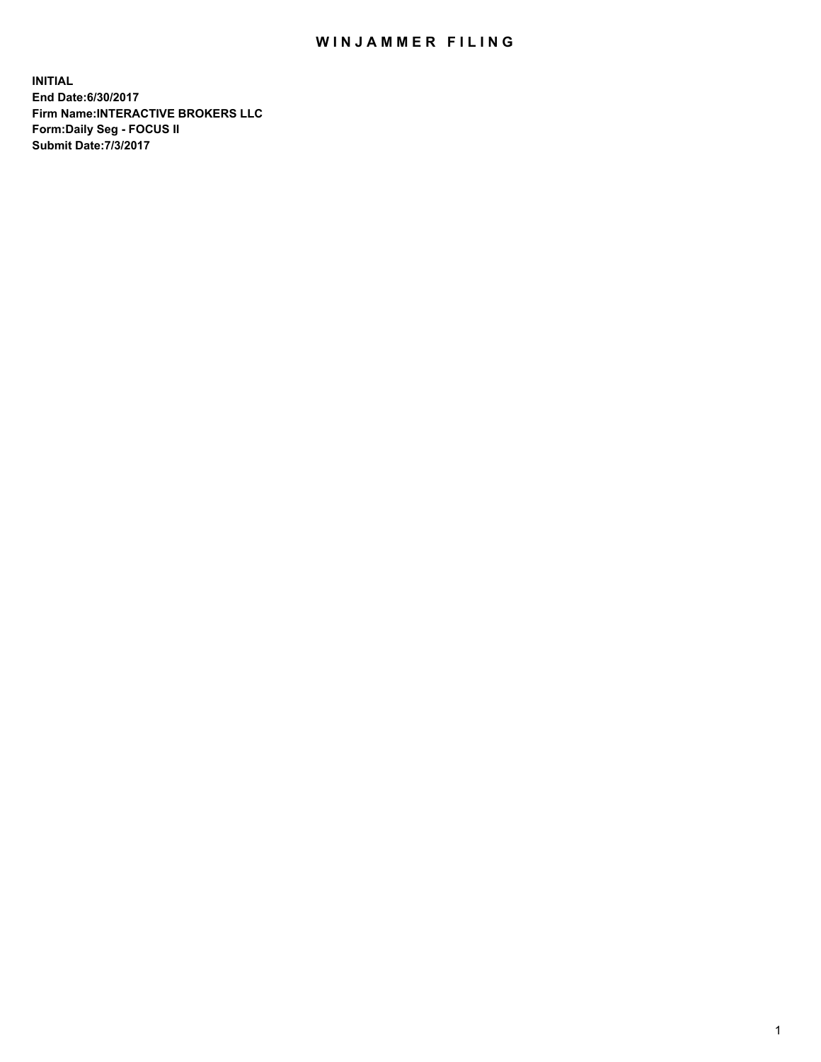# WINJAMMER FILING

**INITIAL**
**End Date:6/30/2017**
**Firm Name:INTERACTIVE BROKERS LLC**
**Form:Daily Seg - FOCUS II**
**Submit Date:7/3/2017**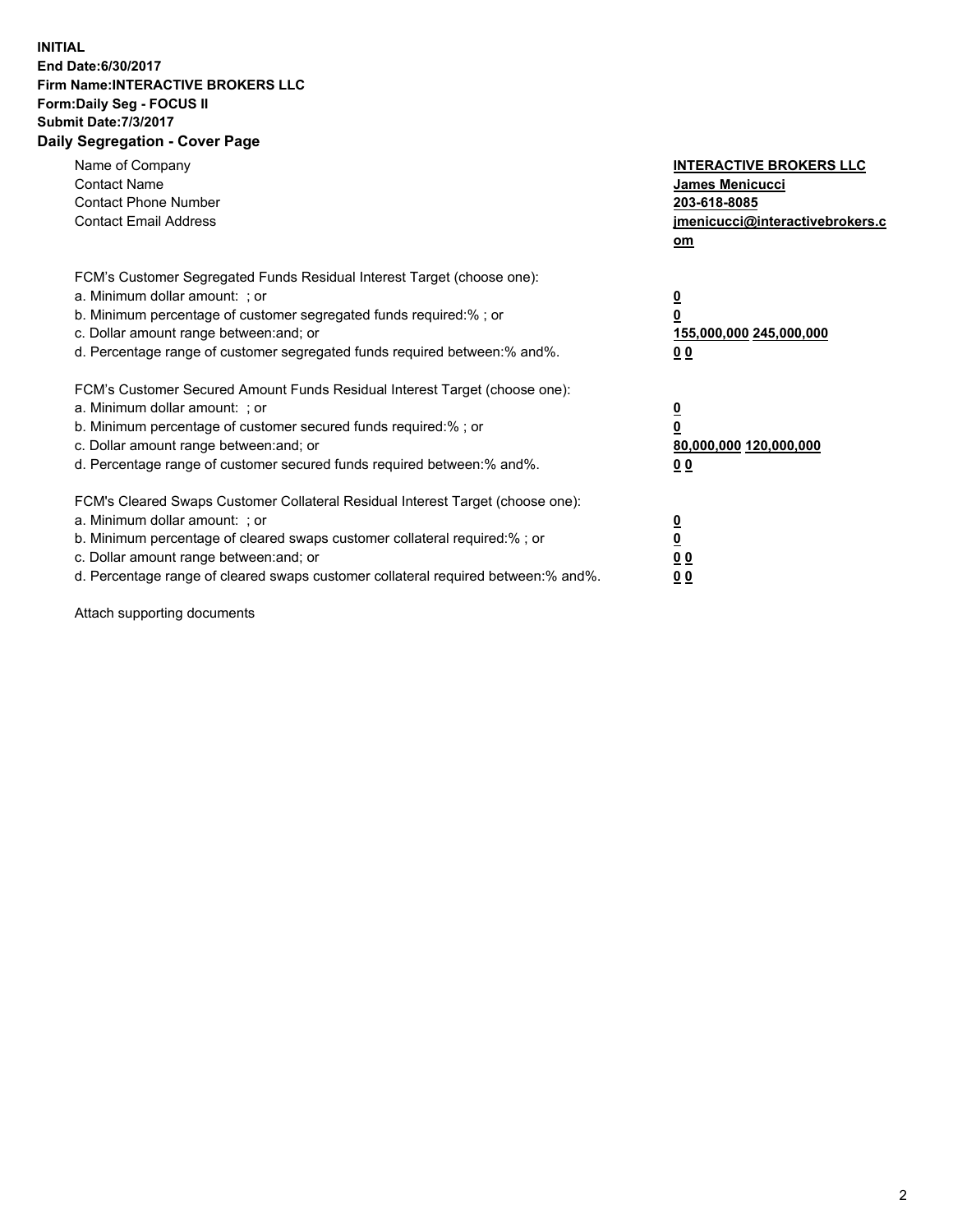**INITIAL**
**End Date:6/30/2017**
**Firm Name:INTERACTIVE BROKERS LLC**
**Form:Daily Seg - FOCUS II**
**Submit Date:7/3/2017**

## Daily Segregation - Cover Page

| | |
|---|---|
| Name of Company | **INTERACTIVE BROKERS LLC** |
| Contact Name | **James Menicucci** |
| Contact Phone Number | **203-618-8085** |
| Contact Email Address | **jmenicucci@interactivebrokers.com** |

FCM's Customer Segregated Funds Residual Interest Target (choose one):

| | |
|---|---|
| a. Minimum dollar amount: ; or | **0** |
| b. Minimum percentage of customer segregated funds required:% ; or | **0** |
| c. Dollar amount range between:and; or | **155,000,000 245,000,000** |
| d. Percentage range of customer segregated funds required between:% and%. | **0 0** |

FCM's Customer Secured Amount Funds Residual Interest Target (choose one):

| | |
|---|---|
| a. Minimum dollar amount: ; or | **0** |
| b. Minimum percentage of customer secured funds required:% ; or | **0** |
| c. Dollar amount range between:and; or | **80,000,000 120,000,000** |
| d. Percentage range of customer secured funds required between:% and%. | **0 0** |

FCM's Cleared Swaps Customer Collateral Residual Interest Target (choose one):

| | |
|---|---|
| a. Minimum dollar amount: ; or | **0** |
| b. Minimum percentage of cleared swaps customer collateral required:% ; or | **0** |
| c. Dollar amount range between:and; or | **0 0** |
| d. Percentage range of cleared swaps customer collateral required between:% and%. | **0 0** |

Attach supporting documents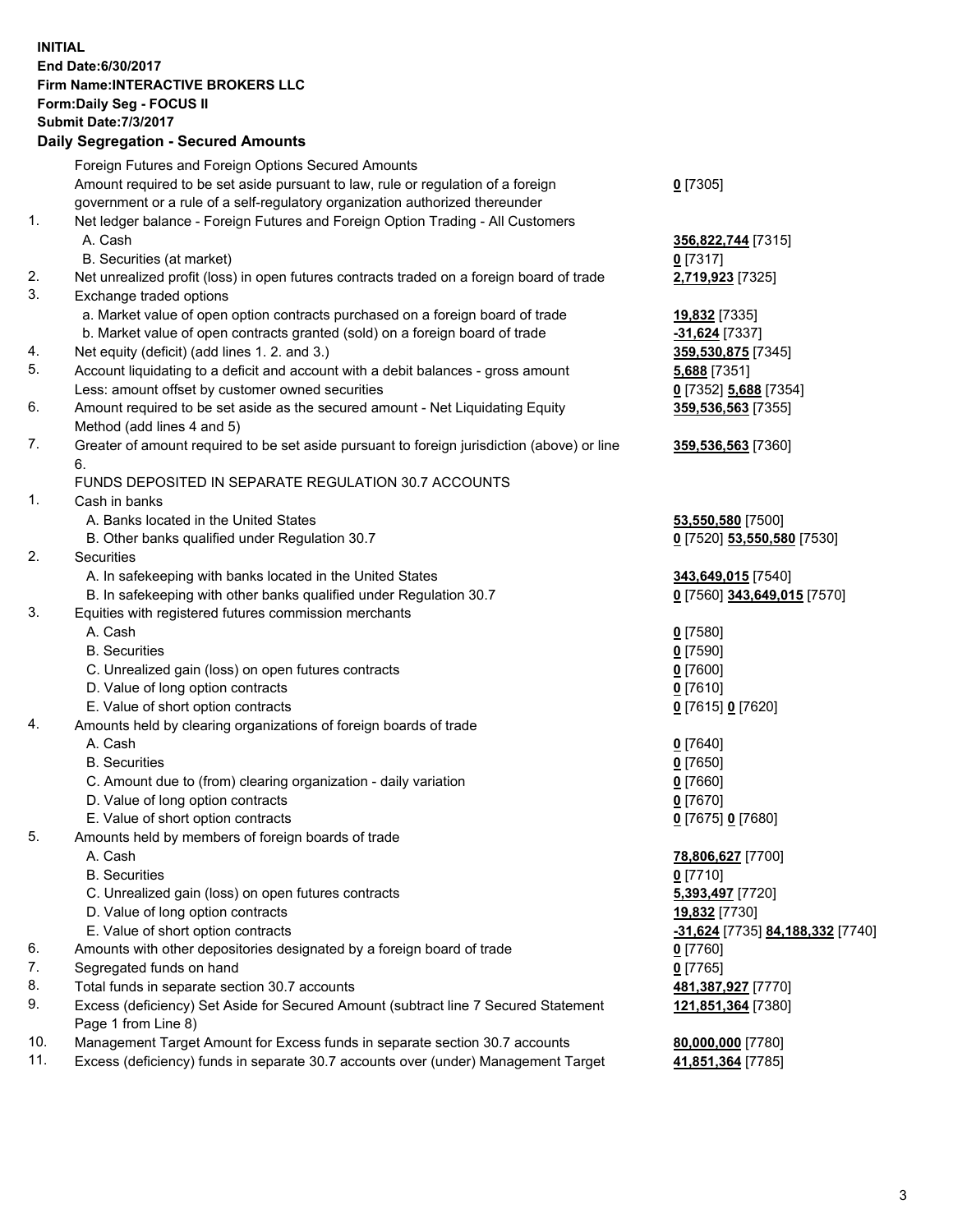**INITIAL**
**End Date:6/30/2017**
**Firm Name:INTERACTIVE BROKERS LLC**
**Form:Daily Seg - FOCUS II**
**Submit Date:7/3/2017**

## Daily Segregation - Secured Amounts

| | | |
|---|---|---|
| | Foreign Futures and Foreign Options Secured Amounts | |
| | Amount required to be set aside pursuant to law, rule or regulation of a foreign government or a rule of a self-regulatory organization authorized thereunder | **0** [7305] |
| 1. | Net ledger balance - Foreign Futures and Foreign Option Trading - All Customers | |
| | A. Cash | **356,822,744** [7315] |
| | B. Securities (at market) | **0** [7317] |
| 2. | Net unrealized profit (loss) in open futures contracts traded on a foreign board of trade | **2,719,923** [7325] |
| 3. | Exchange traded options | |
| | a. Market value of open option contracts purchased on a foreign board of trade | **19,832** [7335] |
| | b. Market value of open contracts granted (sold) on a foreign board of trade | **-31,624** [7337] |
| 4. | Net equity (deficit) (add lines 1. 2. and 3.) | **359,530,875** [7345] |
| 5. | Account liquidating to a deficit and account with a debit balances - gross amount | **5,688** [7351] |
| | Less: amount offset by customer owned securities | **0** [7352] **5,688** [7354] |
| 6. | Amount required to be set aside as the secured amount - Net Liquidating Equity Method (add lines 4 and 5) | **359,536,563** [7355] |
| 7. | Greater of amount required to be set aside pursuant to foreign jurisdiction (above) or line 6. | **359,536,563** [7360] |
| | FUNDS DEPOSITED IN SEPARATE REGULATION 30.7 ACCOUNTS | |
| 1. | Cash in banks | |
| | A. Banks located in the United States | **53,550,580** [7500] |
| | B. Other banks qualified under Regulation 30.7 | **0** [7520] **53,550,580** [7530] |
| 2. | Securities | |
| | A. In safekeeping with banks located in the United States | **343,649,015** [7540] |
| | B. In safekeeping with other banks qualified under Regulation 30.7 | **0** [7560] **343,649,015** [7570] |
| 3. | Equities with registered futures commission merchants | |
| | A. Cash | **0** [7580] |
| | B. Securities | **0** [7590] |
| | C. Unrealized gain (loss) on open futures contracts | **0** [7600] |
| | D. Value of long option contracts | **0** [7610] |
| | E. Value of short option contracts | **0** [7615] **0** [7620] |
| 4. | Amounts held by clearing organizations of foreign boards of trade | |
| | A. Cash | **0** [7640] |
| | B. Securities | **0** [7650] |
| | C. Amount due to (from) clearing organization - daily variation | **0** [7660] |
| | D. Value of long option contracts | **0** [7670] |
| | E. Value of short option contracts | **0** [7675] **0** [7680] |
| 5. | Amounts held by members of foreign boards of trade | |
| | A. Cash | **78,806,627** [7700] |
| | B. Securities | **0** [7710] |
| | C. Unrealized gain (loss) on open futures contracts | **5,393,497** [7720] |
| | D. Value of long option contracts | **19,832** [7730] |
| | E. Value of short option contracts | **-31,624** [7735] **84,188,332** [7740] |
| 6. | Amounts with other depositories designated by a foreign board of trade | **0** [7760] |
| 7. | Segregated funds on hand | **0** [7765] |
| 8. | Total funds in separate section 30.7 accounts | **481,387,927** [7770] |
| 9. | Excess (deficiency) Set Aside for Secured Amount (subtract line 7 Secured Statement Page 1 from Line 8) | **121,851,364** [7380] |
| 10. | Management Target Amount for Excess funds in separate section 30.7 accounts | **80,000,000** [7780] |
| 11. | Excess (deficiency) funds in separate 30.7 accounts over (under) Management Target | **41,851,364** [7785] |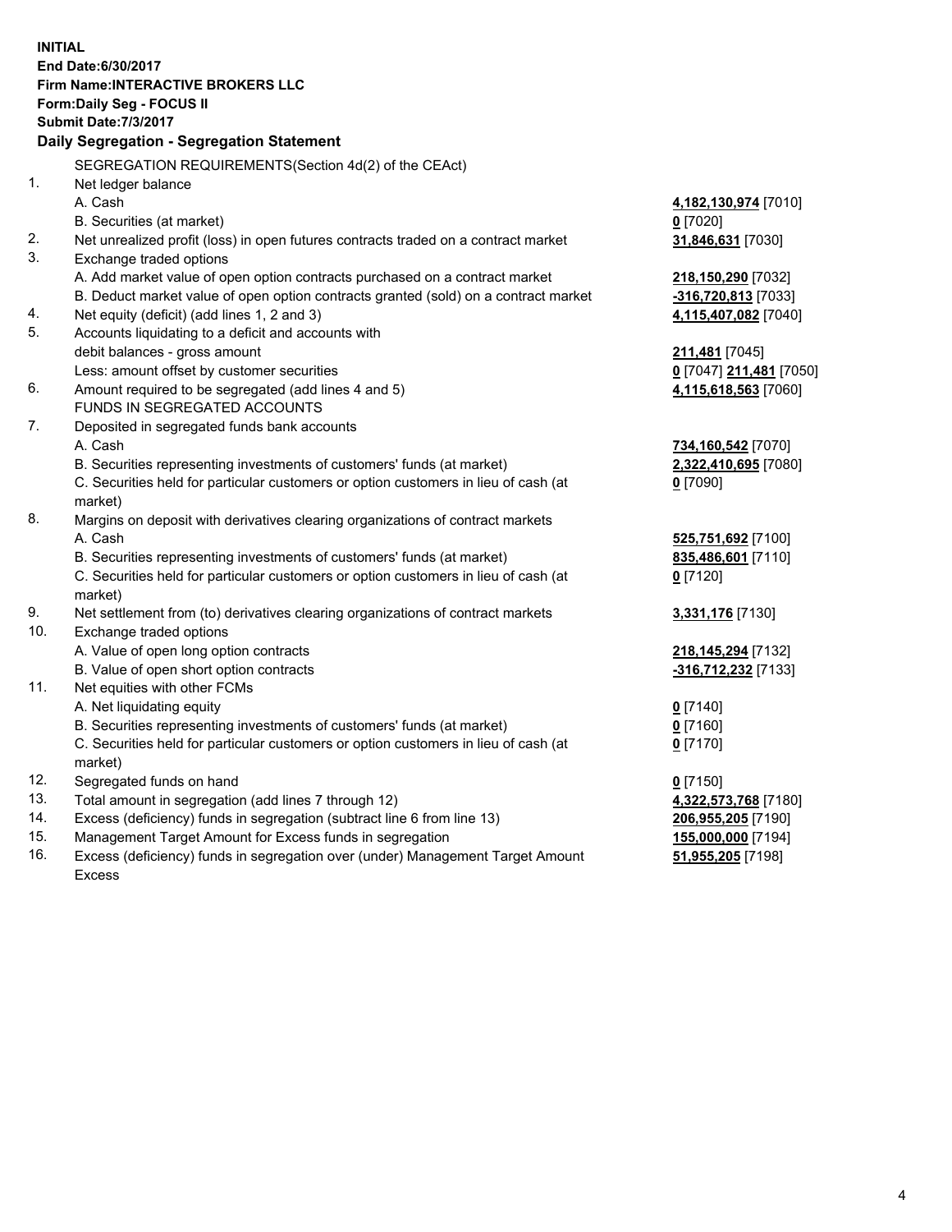**INITIAL**
**End Date:6/30/2017**
**Firm Name:INTERACTIVE BROKERS LLC**
**Form:Daily Seg - FOCUS II**
**Submit Date:7/3/2017**

**Daily Segregation - Segregation Statement**

| | | |
|---|---|---|
| | SEGREGATION REQUIREMENTS(Section 4d(2) of the CEAct) | |
| 1. | Net ledger balance | |
| | A. Cash | **4,182,130,974** [7010] |
| | B. Securities (at market) | **0** [7020] |
| 2. | Net unrealized profit (loss) in open futures contracts traded on a contract market | **31,846,631** [7030] |
| 3. | Exchange traded options | |
| | A. Add market value of open option contracts purchased on a contract market | **218,150,290** [7032] |
| | B. Deduct market value of open option contracts granted (sold) on a contract market | **-316,720,813** [7033] |
| 4. | Net equity (deficit) (add lines 1, 2 and 3) | **4,115,407,082** [7040] |
| 5. | Accounts liquidating to a deficit and accounts with debit balances - gross amount | **211,481** [7045] |
| | Less: amount offset by customer securities | **0** [7047] **211,481** [7050] |
| 6. | Amount required to be segregated (add lines 4 and 5) | **4,115,618,563** [7060] |
| | FUNDS IN SEGREGATED ACCOUNTS | |
| 7. | Deposited in segregated funds bank accounts | |
| | A. Cash | **734,160,542** [7070] |
| | B. Securities representing investments of customers' funds (at market) | **2,322,410,695** [7080] |
| | C. Securities held for particular customers or option customers in lieu of cash (at market) | **0** [7090] |
| 8. | Margins on deposit with derivatives clearing organizations of contract markets | |
| | A. Cash | **525,751,692** [7100] |
| | B. Securities representing investments of customers' funds (at market) | **835,486,601** [7110] |
| | C. Securities held for particular customers or option customers in lieu of cash (at market) | **0** [7120] |
| 9. | Net settlement from (to) derivatives clearing organizations of contract markets | **3,331,176** [7130] |
| 10. | Exchange traded options | |
| | A. Value of open long option contracts | **218,145,294** [7132] |
| | B. Value of open short option contracts | **-316,712,232** [7133] |
| 11. | Net equities with other FCMs | |
| | A. Net liquidating equity | **0** [7140] |
| | B. Securities representing investments of customers' funds (at market) | **0** [7160] |
| | C. Securities held for particular customers or option customers in lieu of cash (at market) | **0** [7170] |
| 12. | Segregated funds on hand | **0** [7150] |
| 13. | Total amount in segregation (add lines 7 through 12) | **4,322,573,768** [7180] |
| 14. | Excess (deficiency) funds in segregation (subtract line 6 from line 13) | **206,955,205** [7190] |
| 15. | Management Target Amount for Excess funds in segregation | **155,000,000** [7194] |
| 16. | Excess (deficiency) funds in segregation over (under) Management Target Amount Excess | **51,955,205** [7198] |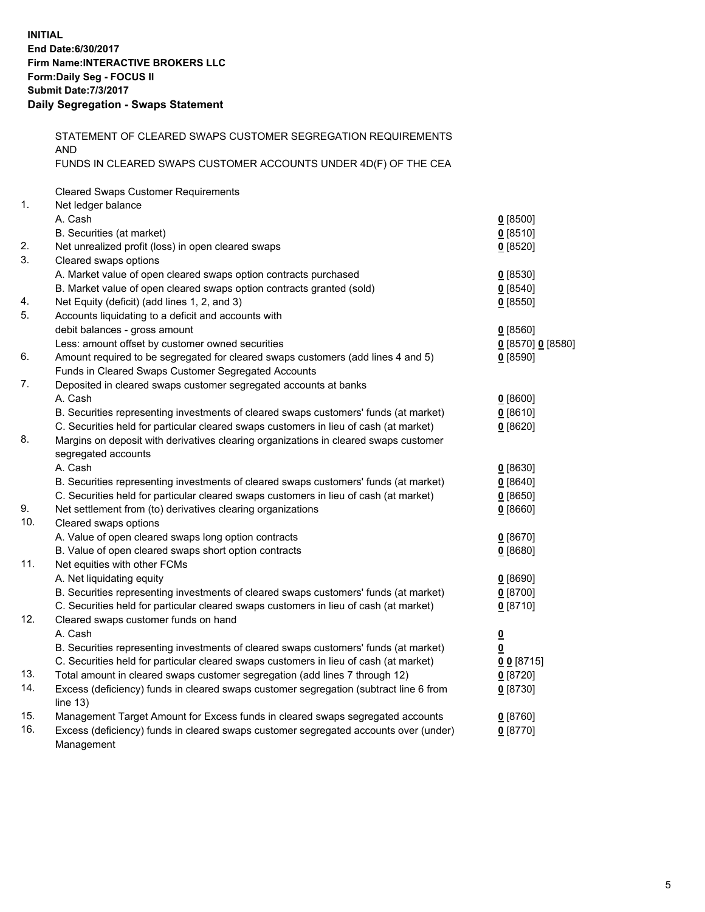**INITIAL**
**End Date:6/30/2017**
**Firm Name:INTERACTIVE BROKERS LLC**
**Form:Daily Seg - FOCUS II**
**Submit Date:7/3/2017**
**Daily Segregation - Swaps Statement**

STATEMENT OF CLEARED SWAPS CUSTOMER SEGREGATION REQUIREMENTS AND
FUNDS IN CLEARED SWAPS CUSTOMER ACCOUNTS UNDER 4D(F) OF THE CEA

| | | |
|---|---|---|
| | Cleared Swaps Customer Requirements | |
| 1. | Net ledger balance | |
| | A. Cash | 0 [8500] |
| | B. Securities (at market) | 0 [8510] |
| 2. | Net unrealized profit (loss) in open cleared swaps | 0 [8520] |
| 3. | Cleared swaps options | |
| | A. Market value of open cleared swaps option contracts purchased | 0 [8530] |
| | B. Market value of open cleared swaps option contracts granted (sold) | 0 [8540] |
| 4. | Net Equity (deficit) (add lines 1, 2, and 3) | 0 [8550] |
| 5. | Accounts liquidating to a deficit and accounts with | |
| | debit balances - gross amount | 0 [8560] |
| | Less: amount offset by customer owned securities | 0 [8570] 0 [8580] |
| 6. | Amount required to be segregated for cleared swaps customers (add lines 4 and 5) | 0 [8590] |
| | Funds in Cleared Swaps Customer Segregated Accounts | |
| 7. | Deposited in cleared swaps customer segregated accounts at banks | |
| | A. Cash | 0 [8600] |
| | B. Securities representing investments of cleared swaps customers' funds (at market) | 0 [8610] |
| | C. Securities held for particular cleared swaps customers in lieu of cash (at market) | 0 [8620] |
| 8. | Margins on deposit with derivatives clearing organizations in cleared swaps customer segregated accounts | |
| | A. Cash | 0 [8630] |
| | B. Securities representing investments of cleared swaps customers' funds (at market) | 0 [8640] |
| | C. Securities held for particular cleared swaps customers in lieu of cash (at market) | 0 [8650] |
| 9. | Net settlement from (to) derivatives clearing organizations | 0 [8660] |
| 10. | Cleared swaps options | |
| | A. Value of open cleared swaps long option contracts | 0 [8670] |
| | B. Value of open cleared swaps short option contracts | 0 [8680] |
| 11. | Net equities with other FCMs | |
| | A. Net liquidating equity | 0 [8690] |
| | B. Securities representing investments of cleared swaps customers' funds (at market) | 0 [8700] |
| | C. Securities held for particular cleared swaps customers in lieu of cash (at market) | 0 [8710] |
| 12. | Cleared swaps customer funds on hand | |
| | A. Cash | 0 |
| | B. Securities representing investments of cleared swaps customers' funds (at market) | 0 |
| | C. Securities held for particular cleared swaps customers in lieu of cash (at market) | 0 0 [8715] |
| 13. | Total amount in cleared swaps customer segregation (add lines 7 through 12) | 0 [8720] |
| 14. | Excess (deficiency) funds in cleared swaps customer segregation (subtract line 6 from line 13) | 0 [8730] |
| 15. | Management Target Amount for Excess funds in cleared swaps segregated accounts | 0 [8760] |
| 16. | Excess (deficiency) funds in cleared swaps customer segregated accounts over (under) Management | 0 [8770] |